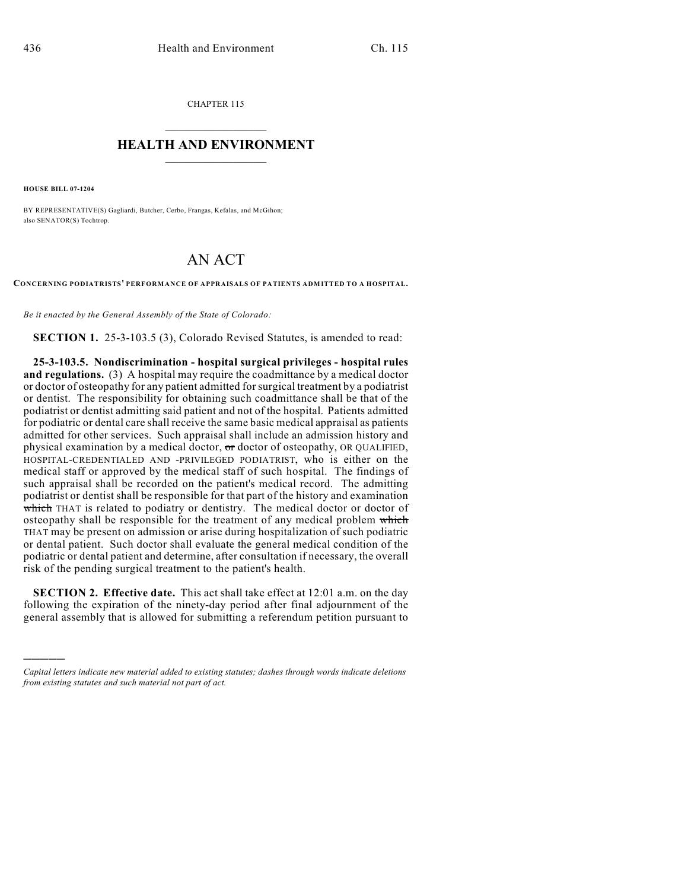CHAPTER 115

# HEALTH AND ENVIRONMENT

**HOUSE BILL 07-1204**

BY REPRESENTATIVE(S) Gagliardi, Butcher, Cerbo, Frangas, Kefalas, and McGihon; also SENATOR(S) Tochtrop.

# AN ACT

**CONCERNING PODIATRISTS' PERFORMANCE OF APPRAISALS OF PATIENTS ADMITTED TO A HOSPITAL.**

*Be it enacted by the General Assembly of the State of Colorado:*

**SECTION 1.** 25-3-103.5 (3), Colorado Revised Statutes, is amended to read:

**25-3-103.5. Nondiscrimination - hospital surgical privileges - hospital rules and regulations.** (3) A hospital may require the coadmittance by a medical doctor or doctor of osteopathy for any patient admitted for surgical treatment by a podiatrist or dentist. The responsibility for obtaining such coadmittance shall be that of the podiatrist or dentist admitting said patient and not of the hospital. Patients admitted for podiatric or dental care shall receive the same basic medical appraisal as patients admitted for other services. Such appraisal shall include an admission history and physical examination by a medical doctor, ~~or~~ doctor of osteopathy, OR QUALIFIED, HOSPITAL-CREDENTIALED AND -PRIVILEGED PODIATRIST, who is either on the medical staff or approved by the medical staff of such hospital. The findings of such appraisal shall be recorded on the patient's medical record. The admitting podiatrist or dentist shall be responsible for that part of the history and examination ~~which~~ THAT is related to podiatry or dentistry. The medical doctor or doctor of osteopathy shall be responsible for the treatment of any medical problem ~~which~~ THAT may be present on admission or arise during hospitalization of such podiatric or dental patient. Such doctor shall evaluate the general medical condition of the podiatric or dental patient and determine, after consultation if necessary, the overall risk of the pending surgical treatment to the patient's health.

**SECTION 2. Effective date.** This act shall take effect at 12:01 a.m. on the day following the expiration of the ninety-day period after final adjournment of the general assembly that is allowed for submitting a referendum petition pursuant to

---

*Capital letters indicate new material added to existing statutes; dashes through words indicate deletions from existing statutes and such material not part of act.*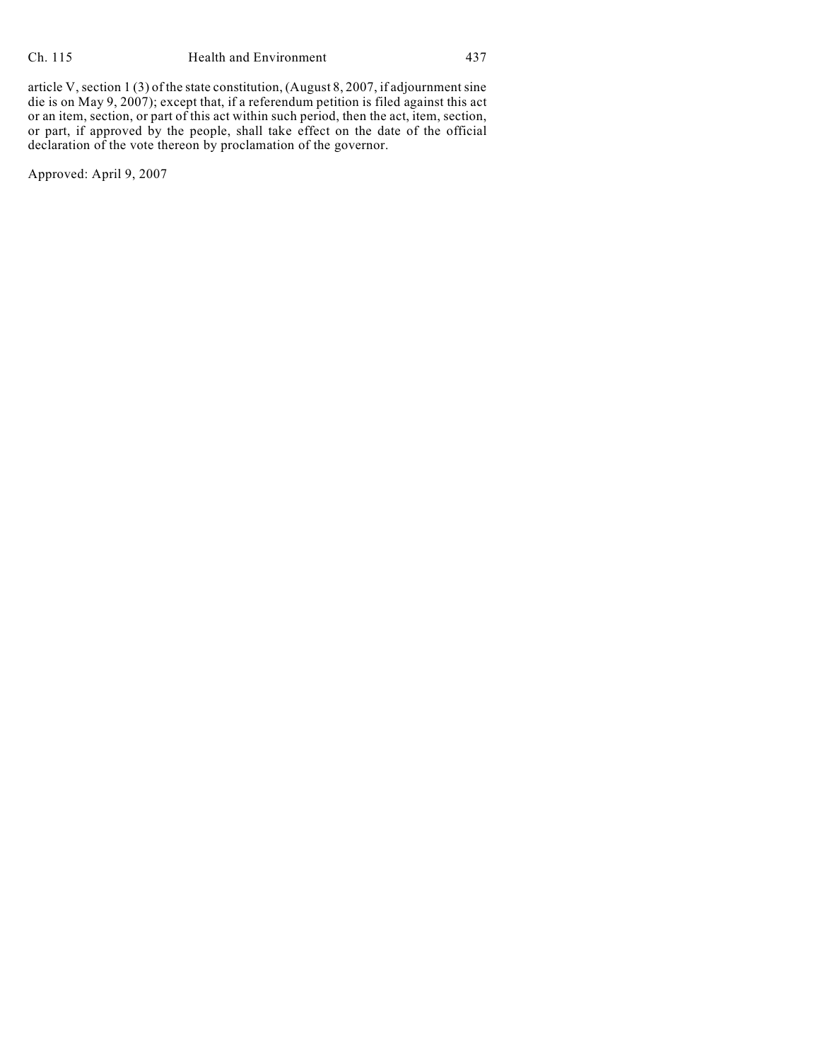article V, section 1 (3) of the state constitution, (August 8, 2007, if adjournment sine die is on May 9, 2007); except that, if a referendum petition is filed against this act or an item, section, or part of this act within such period, then the act, item, section, or part, if approved by the people, shall take effect on the date of the official declaration of the vote thereon by proclamation of the governor.

Approved: April 9, 2007